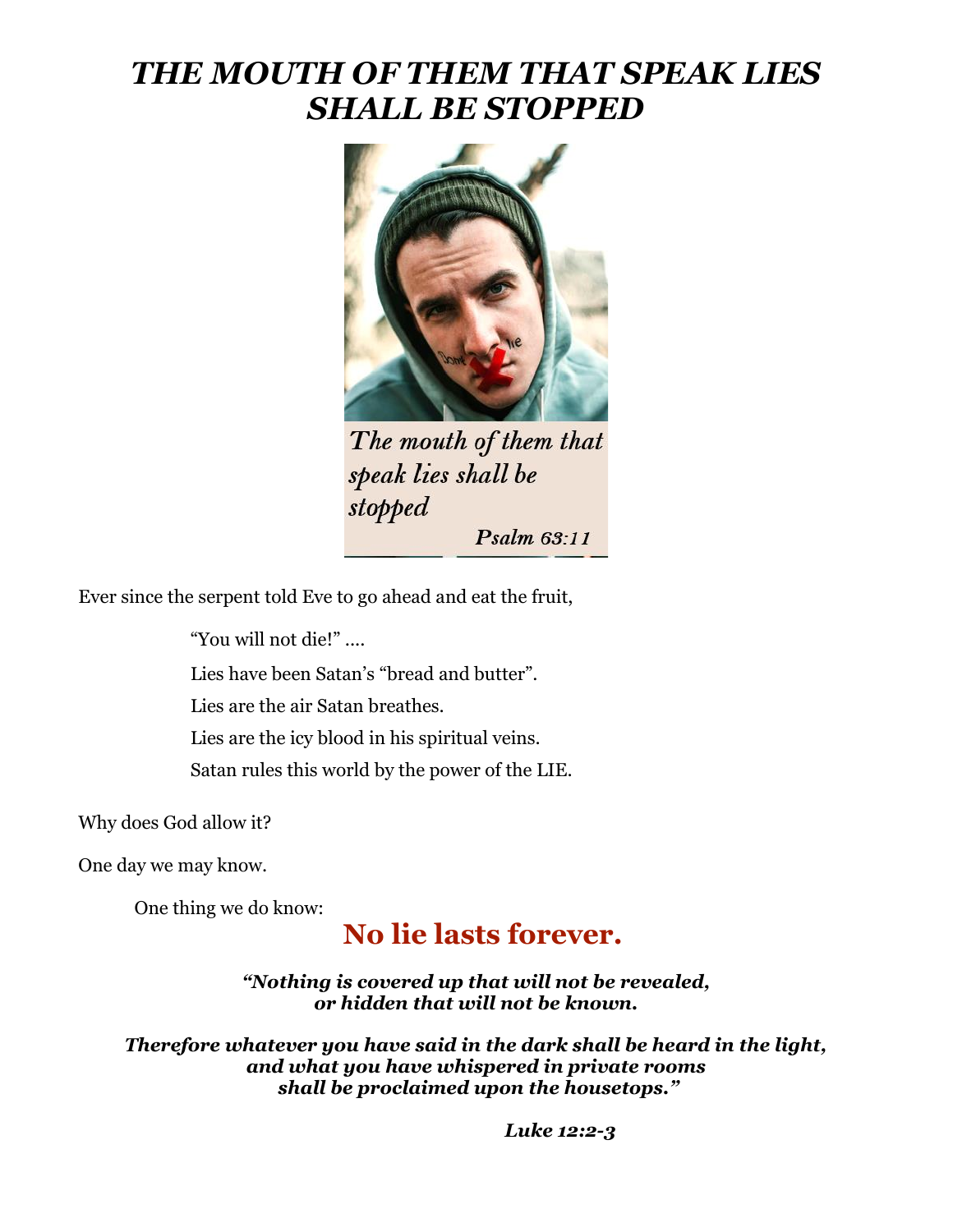# *THE MOUTH OF THEM THAT SPEAK LIES SHALL BE STOPPED*

*The mouth of them that speak lies shall be stopped*

***Psalm 63:11***

Ever since the serpent told Eve to go ahead and eat the fruit,

> "You will not die!" ....
>
> Lies have been Satan's "bread and butter".
>
> Lies are the air Satan breathes.
>
> Lies are the icy blood in his spiritual veins.
>
> Satan rules this world by the power of the LIE.

Why does God allow it?

One day we may know.

One thing we do know:

## **No lie lasts forever.**

***"Nothing is covered up that will not be revealed, or hidden that will not be known.***

***Therefore whatever you have said in the dark shall be heard in the light, and what you have whispered in private rooms shall be proclaimed upon the housetops."***

***Luke 12:2-3***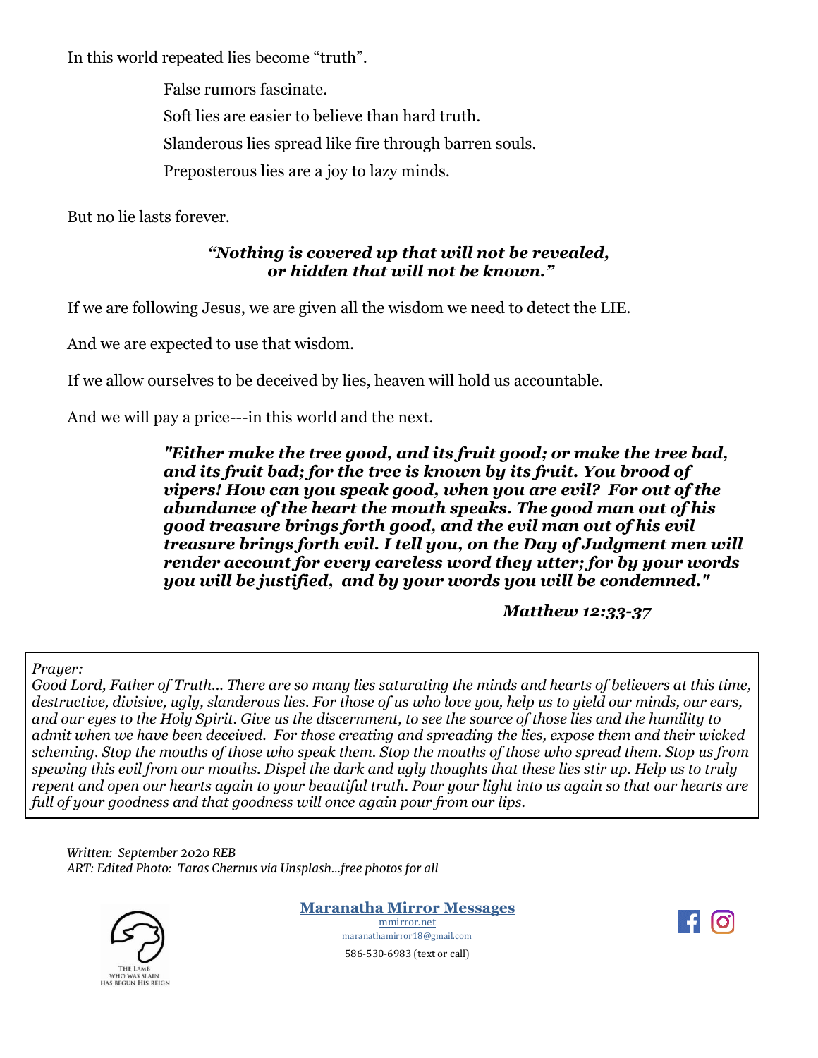In this world repeated lies become "truth".

False rumors fascinate.

Soft lies are easier to believe than hard truth.

Slanderous lies spread like fire through barren souls.

Preposterous lies are a joy to lazy minds.

But no lie lasts forever.

***"Nothing is covered up that will not be revealed, or hidden that will not be known."***

If we are following Jesus, we are given all the wisdom we need to detect the LIE.

And we are expected to use that wisdom.

If we allow ourselves to be deceived by lies, heaven will hold us accountable.

And we will pay a price---in this world and the next.

***"Either make the tree good, and its fruit good; or make the tree bad, and its fruit bad; for the tree is known by its fruit. You brood of vipers! How can you speak good, when you are evil? For out of the abundance of the heart the mouth speaks. The good man out of his good treasure brings forth good, and the evil man out of his evil treasure brings forth evil. I tell you, on the Day of Judgment men will render account for every careless word they utter; for by your words you will be justified, and by your words you will be condemned."***

***Matthew 12:33-37***

*Prayer:*
*Good Lord, Father of Truth... There are so many lies saturating the minds and hearts of believers at this time, destructive, divisive, ugly, slanderous lies. For those of us who love you, help us to yield our minds, our ears, and our eyes to the Holy Spirit. Give us the discernment, to see the source of those lies and the humility to admit when we have been deceived. For those creating and spreading the lies, expose them and their wicked scheming. Stop the mouths of those who speak them. Stop the mouths of those who spread them. Stop us from spewing this evil from our mouths. Dispel the dark and ugly thoughts that these lies stir up. Help us to truly repent and open our hearts again to your beautiful truth. Pour your light into us again so that our hearts are full of your goodness and that goodness will once again pour from our lips.*

*Written: September 2020 REB*
*ART: Edited Photo: Taras Chernus via Unsplash...free photos for all*

THE LAMB WHO WAS SLAIN HAS BEGUN HIS REIGN

**Maranatha Mirror Messages**
mmirror.net
maranathamirror18@gmail.com
586-530-6983 (text or call)